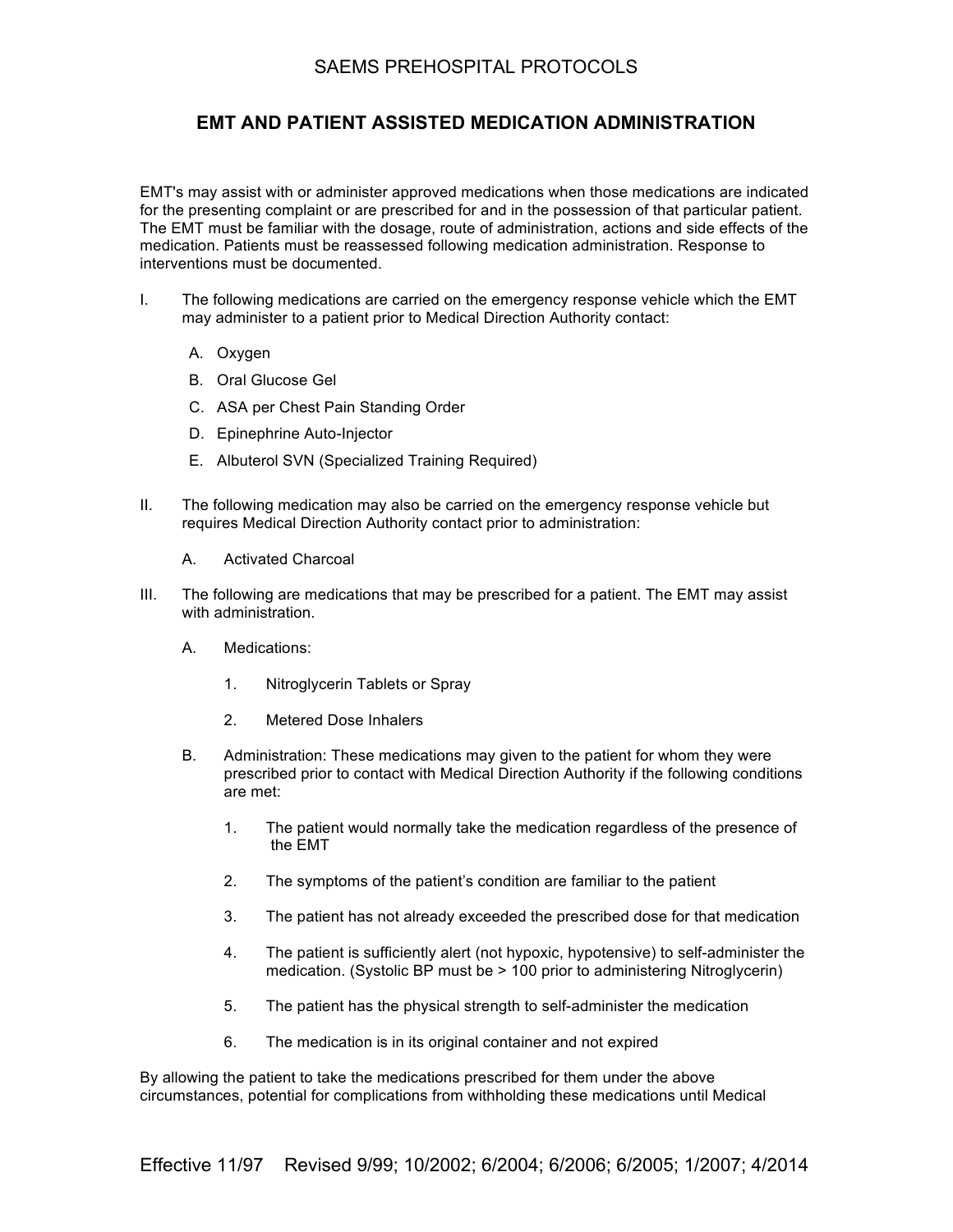# SAEMS PREHOSPITAL PROTOCOLS

## EMT AND PATIENT ASSISTED MEDICATION ADMINISTRATION

EMT's may assist with or administer approved medications when those medications are indicated for the presenting complaint or are prescribed for and in the possession of that particular patient. The EMT must be familiar with the dosage, route of administration, actions and side effects of the medication. Patients must be reassessed following medication administration. Response to interventions must be documented.

I. The following medications are carried on the emergency response vehicle which the EMT may administer to a patient prior to Medical Direction Authority contact:

   A. Oxygen
   B. Oral Glucose Gel
   C. ASA per Chest Pain Standing Order
   D. Epinephrine Auto-Injector
   E. Albuterol SVN (Specialized Training Required)

II. The following medication may also be carried on the emergency response vehicle but requires Medical Direction Authority contact prior to administration:

   A. Activated Charcoal

III. The following are medications that may be prescribed for a patient. The EMT may assist with administration.

   A. Medications:

      1. Nitroglycerin Tablets or Spray
      2. Metered Dose Inhalers

   B. Administration: These medications may given to the patient for whom they were prescribed prior to contact with Medical Direction Authority if the following conditions are met:

      1. The patient would normally take the medication regardless of the presence of the EMT
      2. The symptoms of the patient's condition are familiar to the patient
      3. The patient has not already exceeded the prescribed dose for that medication
      4. The patient is sufficiently alert (not hypoxic, hypotensive) to self-administer the medication. (Systolic BP must be > 100 prior to administering Nitroglycerin)
      5. The patient has the physical strength to self-administer the medication
      6. The medication is in its original container and not expired

By allowing the patient to take the medications prescribed for them under the above circumstances, potential for complications from withholding these medications until Medical

Effective 11/97 Revised 9/99; 10/2002; 6/2004; 6/2006; 6/2005; 1/2007; 4/2014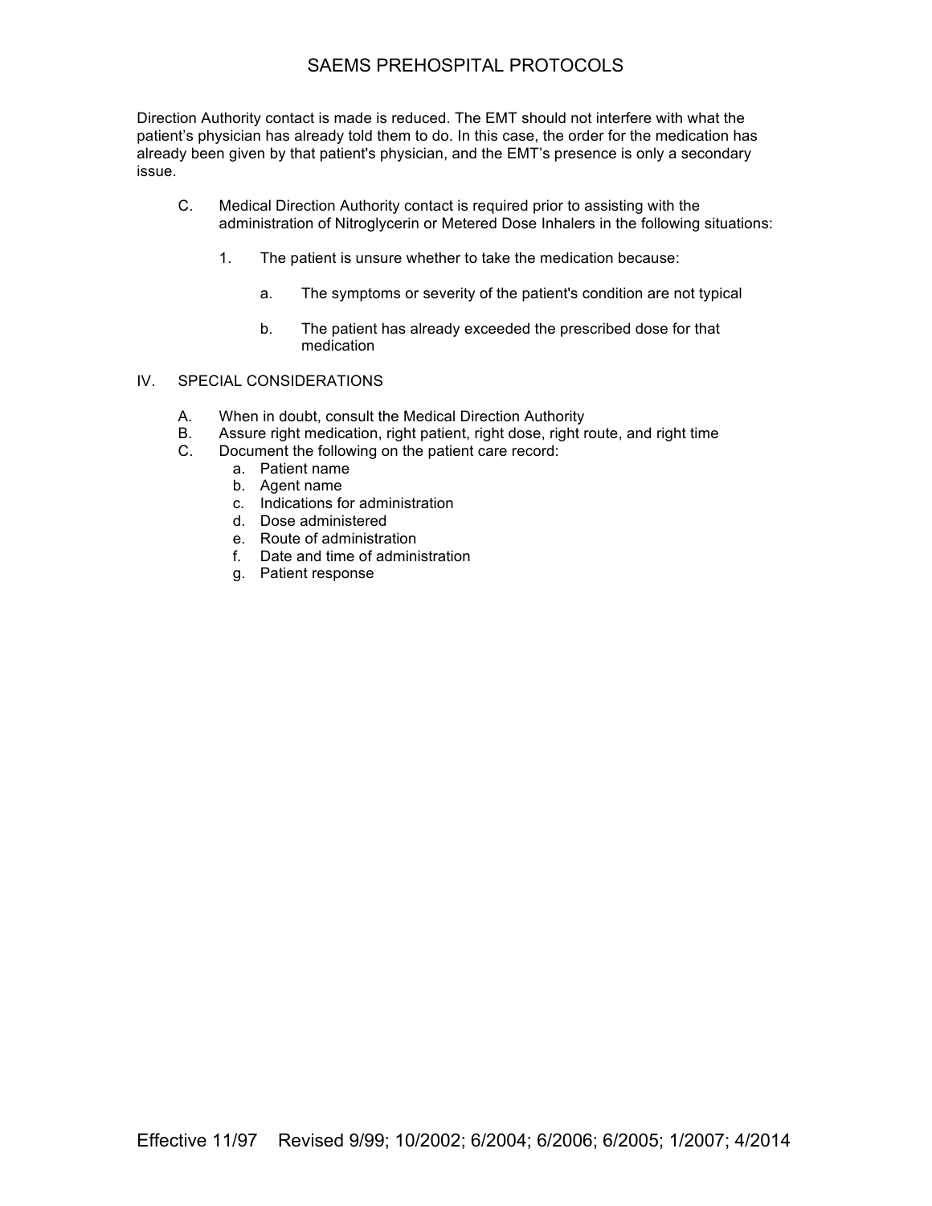Direction Authority contact is made is reduced. The EMT should not interfere with what the patient's physician has already told them to do. In this case, the order for the medication has already been given by that patient's physician, and the EMT's presence is only a secondary issue.

C. Medical Direction Authority contact is required prior to assisting with the administration of Nitroglycerin or Metered Dose Inhalers in the following situations:

   1. The patient is unsure whether to take the medication because:

      a. The symptoms or severity of the patient's condition are not typical

      b. The patient has already exceeded the prescribed dose for that medication

## IV. SPECIAL CONSIDERATIONS

A. When in doubt, consult the Medical Direction Authority

B. Assure right medication, right patient, right dose, right route, and right time

C. Document the following on the patient care record:

   a. Patient name
   b. Agent name
   c. Indications for administration
   d. Dose administered
   e. Route of administration
   f. Date and time of administration
   g. Patient response

Effective 11/97 Revised 9/99; 10/2002; 6/2004; 6/2006; 6/2005; 1/2007; 4/2014